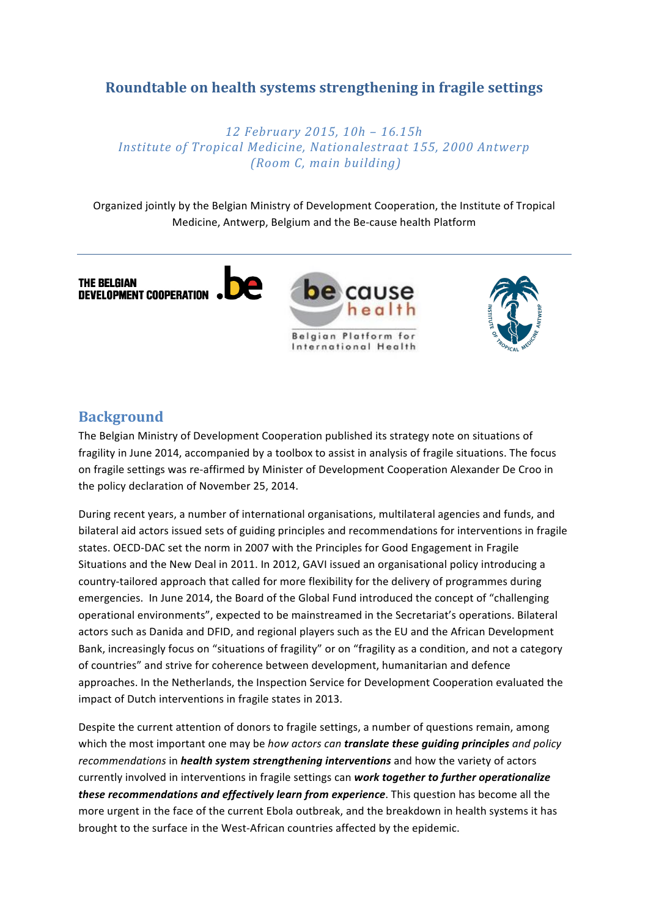# Roundtable on health systems strengthening in fragile settings

*12 February 2015, 10h – 16.15h*
*Institute of Tropical Medicine, Nationalestraat 155, 2000 Antwerp*
*(Room C, main building)*

Organized jointly by the Belgian Ministry of Development Cooperation, the Institute of Tropical Medicine, Antwerp, Belgium and the Be-cause health Platform

---

## Background

The Belgian Ministry of Development Cooperation published its strategy note on situations of fragility in June 2014, accompanied by a toolbox to assist in analysis of fragile situations. The focus on fragile settings was re-affirmed by Minister of Development Cooperation Alexander De Croo in the policy declaration of November 25, 2014.

During recent years, a number of international organisations, multilateral agencies and funds, and bilateral aid actors issued sets of guiding principles and recommendations for interventions in fragile states. OECD-DAC set the norm in 2007 with the Principles for Good Engagement in Fragile Situations and the New Deal in 2011. In 2012, GAVI issued an organisational policy introducing a country-tailored approach that called for more flexibility for the delivery of programmes during emergencies. In June 2014, the Board of the Global Fund introduced the concept of "challenging operational environments", expected to be mainstreamed in the Secretariat's operations. Bilateral actors such as Danida and DFID, and regional players such as the EU and the African Development Bank, increasingly focus on "situations of fragility" or on "fragility as a condition, and not a category of countries" and strive for coherence between development, humanitarian and defence approaches. In the Netherlands, the Inspection Service for Development Cooperation evaluated the impact of Dutch interventions in fragile states in 2013.

Despite the current attention of donors to fragile settings, a number of questions remain, among which the most important one may be *how actors can* ***translate these guiding principles*** *and policy recommendations* in ***health system strengthening interventions*** and how the variety of actors currently involved in interventions in fragile settings can ***work together to further operationalize these recommendations and effectively learn from experience***. This question has become all the more urgent in the face of the current Ebola outbreak, and the breakdown in health systems it has brought to the surface in the West-African countries affected by the epidemic.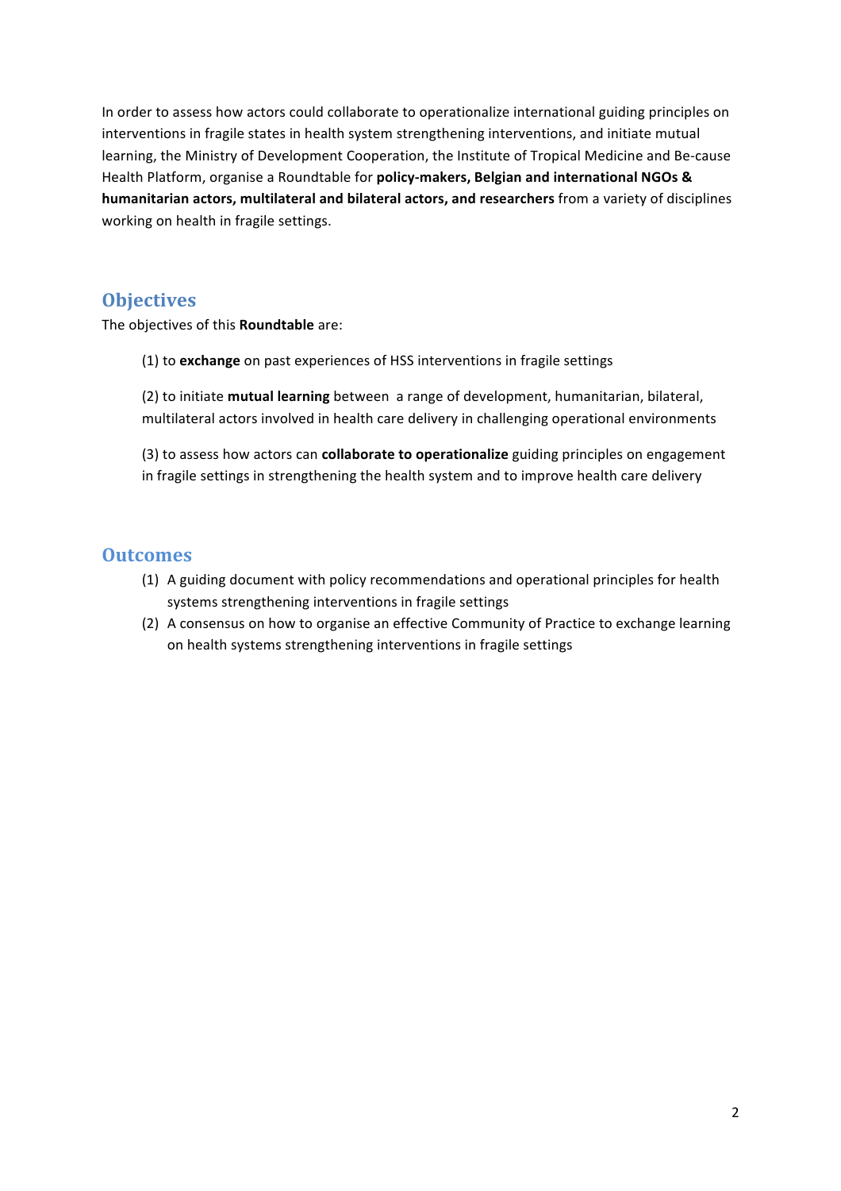In order to assess how actors could collaborate to operationalize international guiding principles on interventions in fragile states in health system strengthening interventions, and initiate mutual learning, the Ministry of Development Cooperation, the Institute of Tropical Medicine and Be-cause Health Platform, organise a Roundtable for **policy-makers, Belgian and international NGOs & humanitarian actors, multilateral and bilateral actors, and researchers** from a variety of disciplines working on health in fragile settings.

## Objectives

The objectives of this **Roundtable** are:

(1) to **exchange** on past experiences of HSS interventions in fragile settings

(2) to initiate **mutual learning** between a range of development, humanitarian, bilateral, multilateral actors involved in health care delivery in challenging operational environments

(3) to assess how actors can **collaborate to operationalize** guiding principles on engagement in fragile settings in strengthening the health system and to improve health care delivery

## Outcomes

(1) A guiding document with policy recommendations and operational principles for health systems strengthening interventions in fragile settings
(2) A consensus on how to organise an effective Community of Practice to exchange learning on health systems strengthening interventions in fragile settings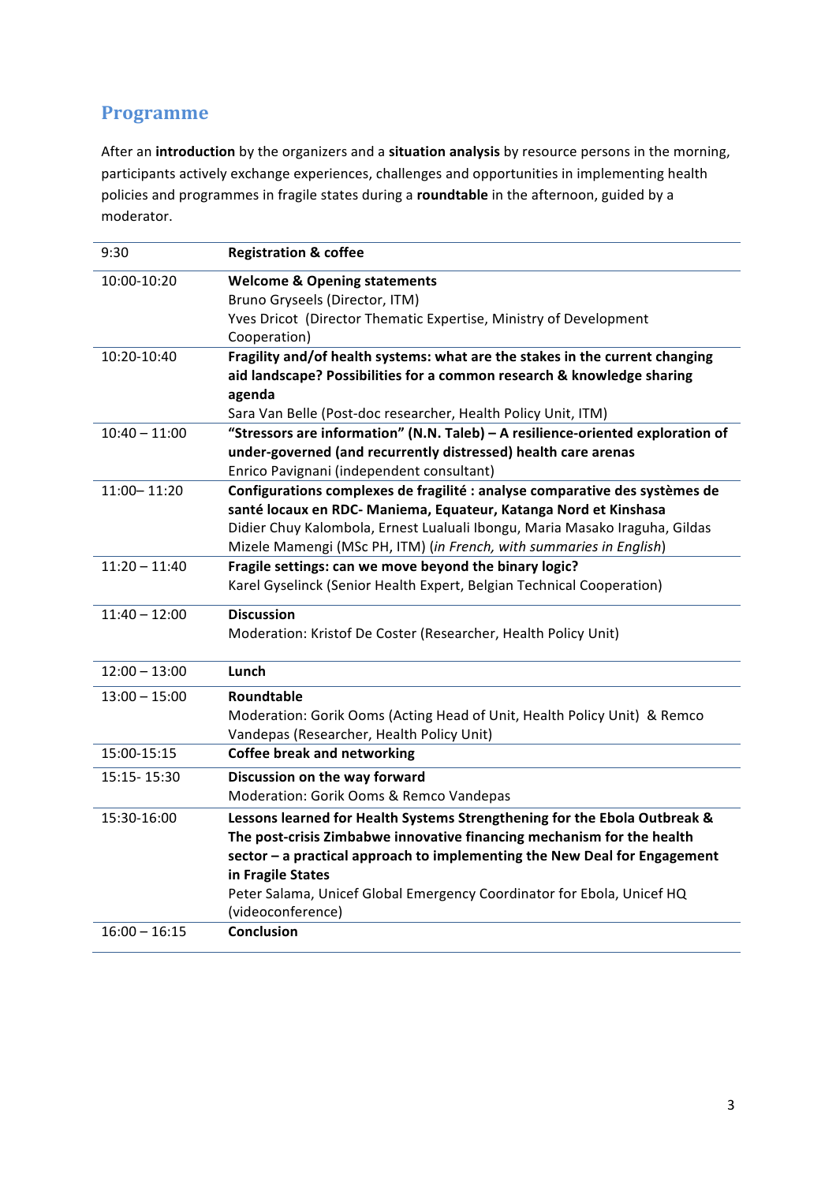## Programme

After an **introduction** by the organizers and a **situation analysis** by resource persons in the morning, participants actively exchange experiences, challenges and opportunities in implementing health policies and programmes in fragile states during a **roundtable** in the afternoon, guided by a moderator.

| | |
|---|---|
| 9:30 | **Registration & coffee** |
| 10:00-10:20 | **Welcome & Opening statements**<br>Bruno Gryseels (Director, ITM)<br>Yves Dricot (Director Thematic Expertise, Ministry of Development Cooperation) |
| 10:20-10:40 | **Fragility and/of health systems: what are the stakes in the current changing aid landscape? Possibilities for a common research & knowledge sharing agenda**<br>Sara Van Belle (Post-doc researcher, Health Policy Unit, ITM) |
| 10:40 – 11:00 | **“Stressors are information” (N.N. Taleb) – A resilience-oriented exploration of under-governed (and recurrently distressed) health care arenas**<br>Enrico Pavignani (independent consultant) |
| 11:00– 11:20 | **Configurations complexes de fragilité : analyse comparative des systèmes de santé locaux en RDC- Maniema, Equateur, Katanga Nord et Kinshasa**<br>Didier Chuy Kalombola, Ernest Lualuali Ibongu, Maria Masako Iraguha, Gildas Mizele Mamengi (MSc PH, ITM) (*in French, with summaries in English*) |
| 11:20 – 11:40 | **Fragile settings: can we move beyond the binary logic?**<br>Karel Gyselinck (Senior Health Expert, Belgian Technical Cooperation) |
| 11:40 – 12:00 | **Discussion**<br>Moderation: Kristof De Coster (Researcher, Health Policy Unit) |
| 12:00 – 13:00 | **Lunch** |
| 13:00 – 15:00 | **Roundtable**<br>Moderation: Gorik Ooms (Acting Head of Unit, Health Policy Unit) & Remco Vandepas (Researcher, Health Policy Unit) |
| 15:00-15:15 | **Coffee break and networking** |
| 15:15- 15:30 | **Discussion on the way forward**<br>Moderation: Gorik Ooms & Remco Vandepas |
| 15:30-16:00 | **Lessons learned for Health Systems Strengthening for the Ebola Outbreak & The post-crisis Zimbabwe innovative financing mechanism for the health sector – a practical approach to implementing the New Deal for Engagement in Fragile States**<br>Peter Salama, Unicef Global Emergency Coordinator for Ebola, Unicef HQ (videoconference) |
| 16:00 – 16:15 | **Conclusion** |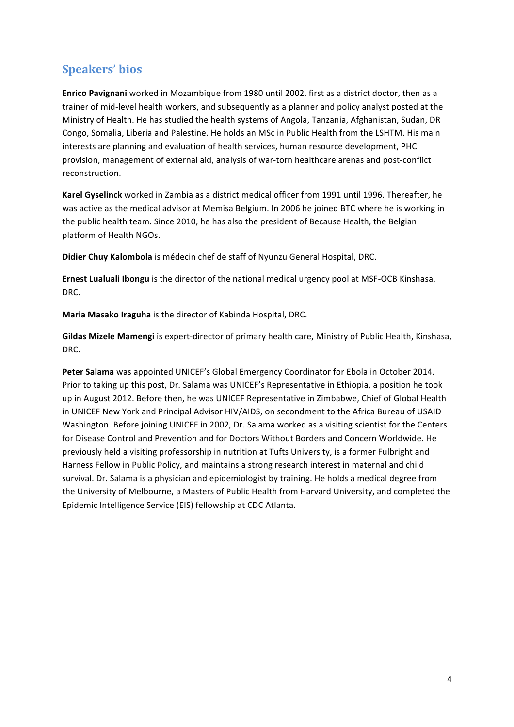## Speakers' bios

**Enrico Pavignani** worked in Mozambique from 1980 until 2002, first as a district doctor, then as a trainer of mid-level health workers, and subsequently as a planner and policy analyst posted at the Ministry of Health. He has studied the health systems of Angola, Tanzania, Afghanistan, Sudan, DR Congo, Somalia, Liberia and Palestine. He holds an MSc in Public Health from the LSHTM. His main interests are planning and evaluation of health services, human resource development, PHC provision, management of external aid, analysis of war-torn healthcare arenas and post-conflict reconstruction.

**Karel Gyselinck** worked in Zambia as a district medical officer from 1991 until 1996. Thereafter, he was active as the medical advisor at Memisa Belgium. In 2006 he joined BTC where he is working in the public health team. Since 2010, he has also the president of Because Health, the Belgian platform of Health NGOs.

**Didier Chuy Kalombola** is médecin chef de staff of Nyunzu General Hospital, DRC.

**Ernest Lualuali Ibongu** is the director of the national medical urgency pool at MSF-OCB Kinshasa, DRC.

**Maria Masako Iraguha** is the director of Kabinda Hospital, DRC.

**Gildas Mizele Mamengi** is expert-director of primary health care, Ministry of Public Health, Kinshasa, DRC.

**Peter Salama** was appointed UNICEF's Global Emergency Coordinator for Ebola in October 2014. Prior to taking up this post, Dr. Salama was UNICEF's Representative in Ethiopia, a position he took up in August 2012. Before then, he was UNICEF Representative in Zimbabwe, Chief of Global Health in UNICEF New York and Principal Advisor HIV/AIDS, on secondment to the Africa Bureau of USAID Washington. Before joining UNICEF in 2002, Dr. Salama worked as a visiting scientist for the Centers for Disease Control and Prevention and for Doctors Without Borders and Concern Worldwide. He previously held a visiting professorship in nutrition at Tufts University, is a former Fulbright and Harness Fellow in Public Policy, and maintains a strong research interest in maternal and child survival. Dr. Salama is a physician and epidemiologist by training. He holds a medical degree from the University of Melbourne, a Masters of Public Health from Harvard University, and completed the Epidemic Intelligence Service (EIS) fellowship at CDC Atlanta.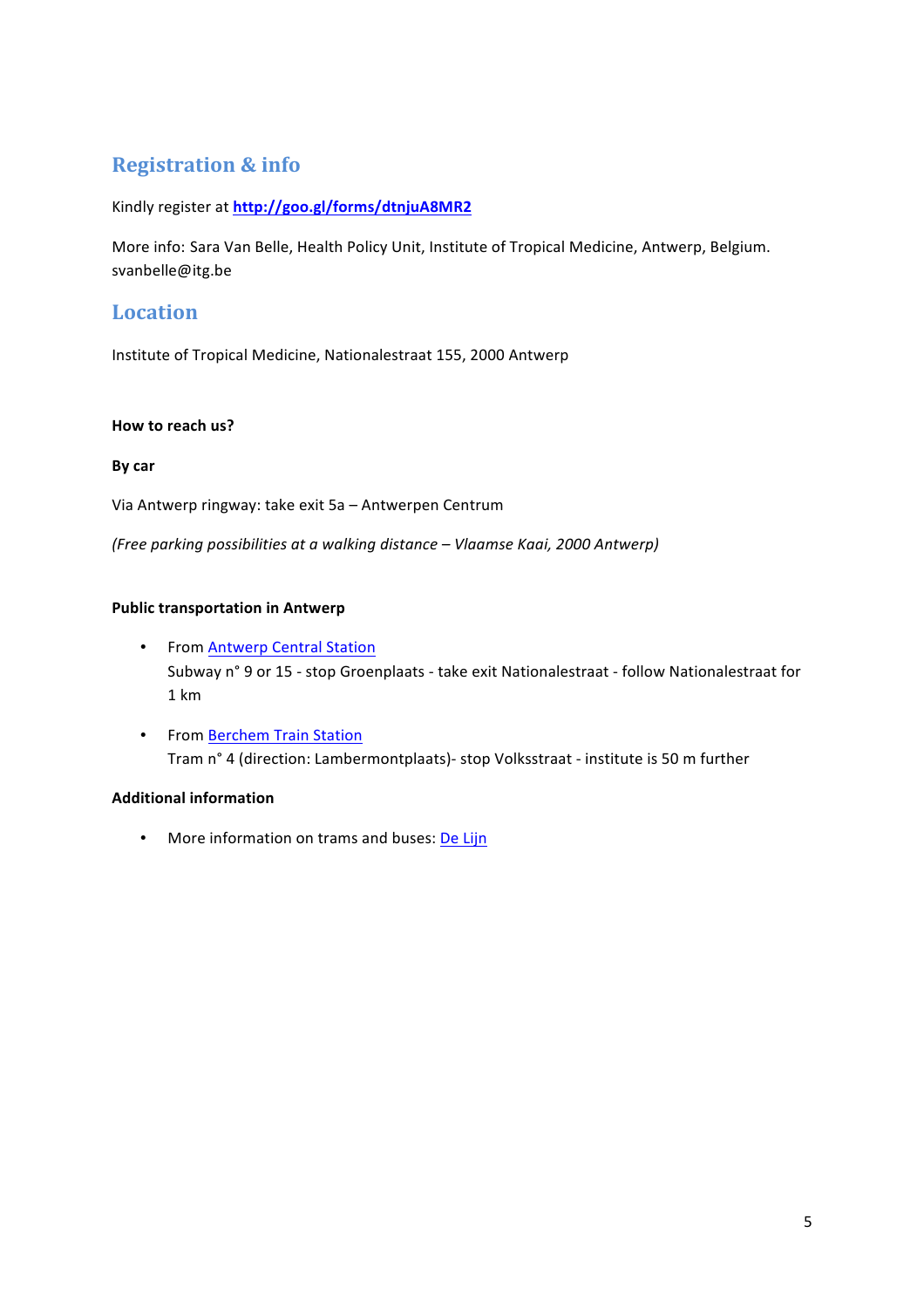## Registration & info

Kindly register at **http://goo.gl/forms/dtnjuA8MR2**

More info: Sara Van Belle, Health Policy Unit, Institute of Tropical Medicine, Antwerp, Belgium. svanbelle@itg.be

## Location

Institute of Tropical Medicine, Nationalestraat 155, 2000 Antwerp

**How to reach us?**

**By car**

Via Antwerp ringway: take exit 5a – Antwerpen Centrum

*(Free parking possibilities at a walking distance – Vlaamse Kaai, 2000 Antwerp)*

**Public transportation in Antwerp**

- From Antwerp Central Station
  Subway n° 9 or 15 - stop Groenplaats - take exit Nationalestraat - follow Nationalestraat for 1 km

- From Berchem Train Station
  Tram n° 4 (direction: Lambermontplaats)- stop Volksstraat - institute is 50 m further

**Additional information**

- More information on trams and buses: De Lijn